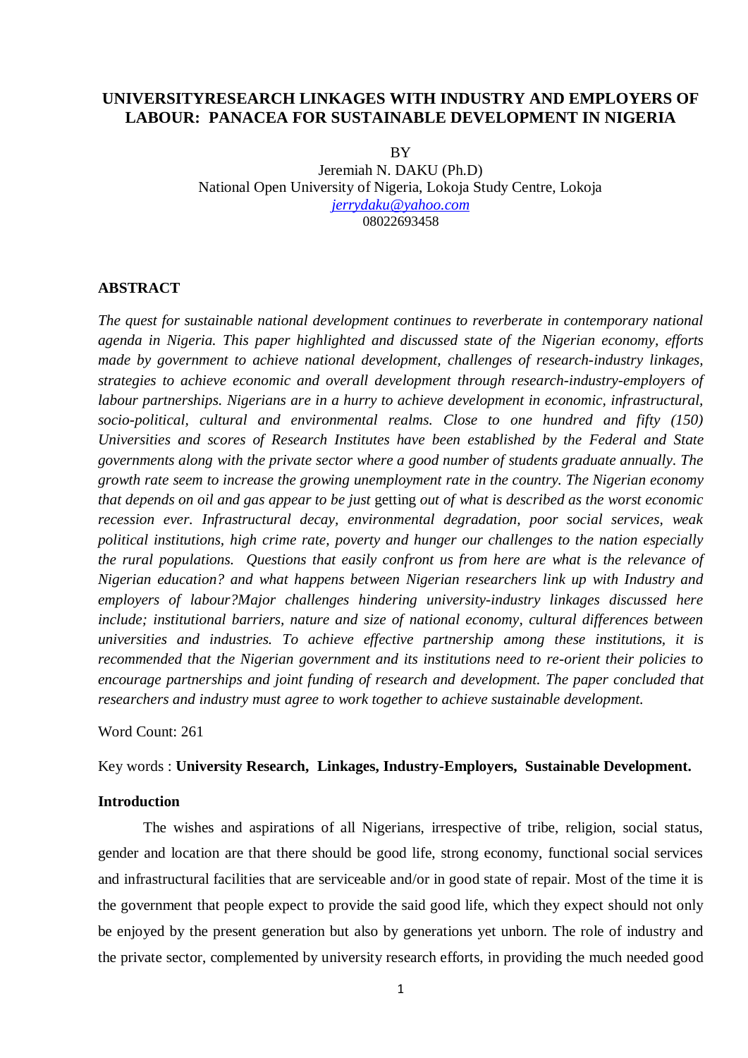# UNIVERSITYRESEARCH LINKAGES WITH INDUSTRY AND EMPLOYERS OF LABOUR: PANACEA FOR SUSTAINABLE DEVELOPMENT IN NIGERIA

BY

Jeremiah N. DAKU (Ph.D)

National Open University of Nigeria, Lokoja Study Centre, Lokoja

jerrydaku@yahoo.com

08022693458

## ABSTRACT

*The quest for sustainable national development continues to reverberate in contemporary national agenda in Nigeria. This paper highlighted and discussed state of the Nigerian economy, efforts made by government to achieve national development, challenges of research-industry linkages, strategies to achieve economic and overall development through research-industry-employers of labour partnerships. Nigerians are in a hurry to achieve development in economic, infrastructural, socio-political, cultural and environmental realms. Close to one hundred and fifty (150) Universities and scores of Research Institutes have been established by the Federal and State governments along with the private sector where a good number of students graduate annually. The growth rate seem to increase the growing unemployment rate in the country. The Nigerian economy that depends on oil and gas appear to be just* getting *out of what is described as the worst economic recession ever. Infrastructural decay, environmental degradation, poor social services, weak political institutions, high crime rate, poverty and hunger our challenges to the nation especially the rural populations. Questions that easily confront us from here are what is the relevance of Nigerian education? and what happens between Nigerian researchers link up with Industry and employers of labour?Major challenges hindering university-industry linkages discussed here include; institutional barriers, nature and size of national economy, cultural differences between universities and industries. To achieve effective partnership among these institutions, it is recommended that the Nigerian government and its institutions need to re-orient their policies to encourage partnerships and joint funding of research and development. The paper concluded that researchers and industry must agree to work together to achieve sustainable development.*

Word Count: 261

Key words : **University Research, Linkages, Industry-Employers, Sustainable Development.**

### Introduction

The wishes and aspirations of all Nigerians, irrespective of tribe, religion, social status, gender and location are that there should be good life, strong economy, functional social services and infrastructural facilities that are serviceable and/or in good state of repair. Most of the time it is the government that people expect to provide the said good life, which they expect should not only be enjoyed by the present generation but also by generations yet unborn. The role of industry and the private sector, complemented by university research efforts, in providing the much needed good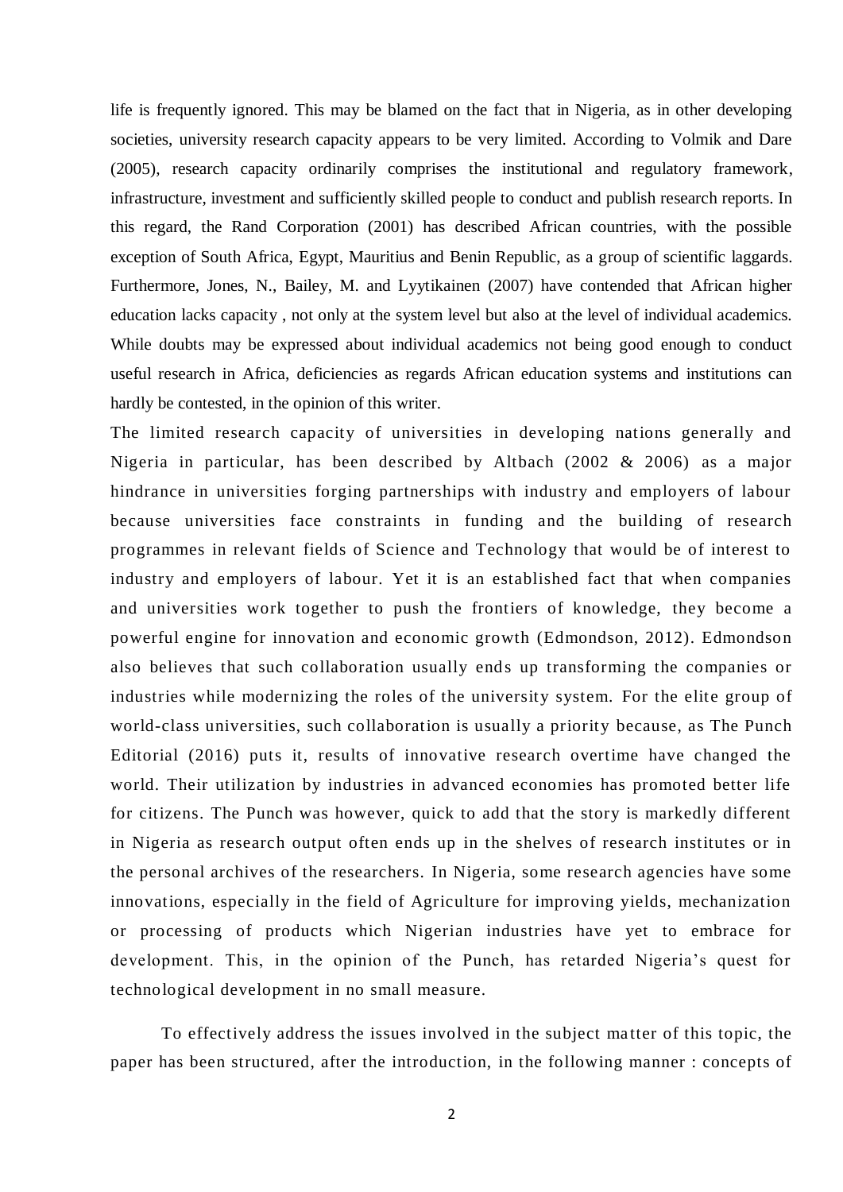life is frequently ignored. This may be blamed on the fact that in Nigeria, as in other developing societies, university research capacity appears to be very limited. According to Volmik and Dare (2005), research capacity ordinarily comprises the institutional and regulatory framework, infrastructure, investment and sufficiently skilled people to conduct and publish research reports. In this regard, the Rand Corporation (2001) has described African countries, with the possible exception of South Africa, Egypt, Mauritius and Benin Republic, as a group of scientific laggards. Furthermore, Jones, N., Bailey, M. and Lyytikainen (2007) have contended that African higher education lacks capacity , not only at the system level but also at the level of individual academics. While doubts may be expressed about individual academics not being good enough to conduct useful research in Africa, deficiencies as regards African education systems and institutions can hardly be contested, in the opinion of this writer.

The limited research capacity of universities in developing nations generally and Nigeria in particular, has been described by Altbach (2002 & 2006) as a major hindrance in universities forging partnerships with industry and employers of labour because universities face constraints in funding and the building of research programmes in relevant fields of Science and Technology that would be of interest to industry and employers of labour. Yet it is an established fact that when companies and universities work together to push the frontiers of knowledge, they become a powerful engine for innovation and economic growth (Edmondson, 2012). Edmondson also believes that such collaboration usually ends up transforming the companies or industries while modernizing the roles of the university system. For the elite group of world-class universities, such collaboration is usually a priority because, as The Punch Editorial (2016) puts it, results of innovative research overtime have changed the world. Their utilization by industries in advanced economies has promoted better life for citizens. The Punch was however, quick to add that the story is markedly different in Nigeria as research output often ends up in the shelves of research institutes or in the personal archives of the researchers. In Nigeria, some research agencies have some innovations, especially in the field of Agriculture for improving yields, mechanization or processing of products which Nigerian industries have yet to embrace for development. This, in the opinion of the Punch, has retarded Nigeria's quest for technological development in no small measure.

To effectively address the issues involved in the subject matter of this topic, the paper has been structured, after the introduction, in the following manner : concepts of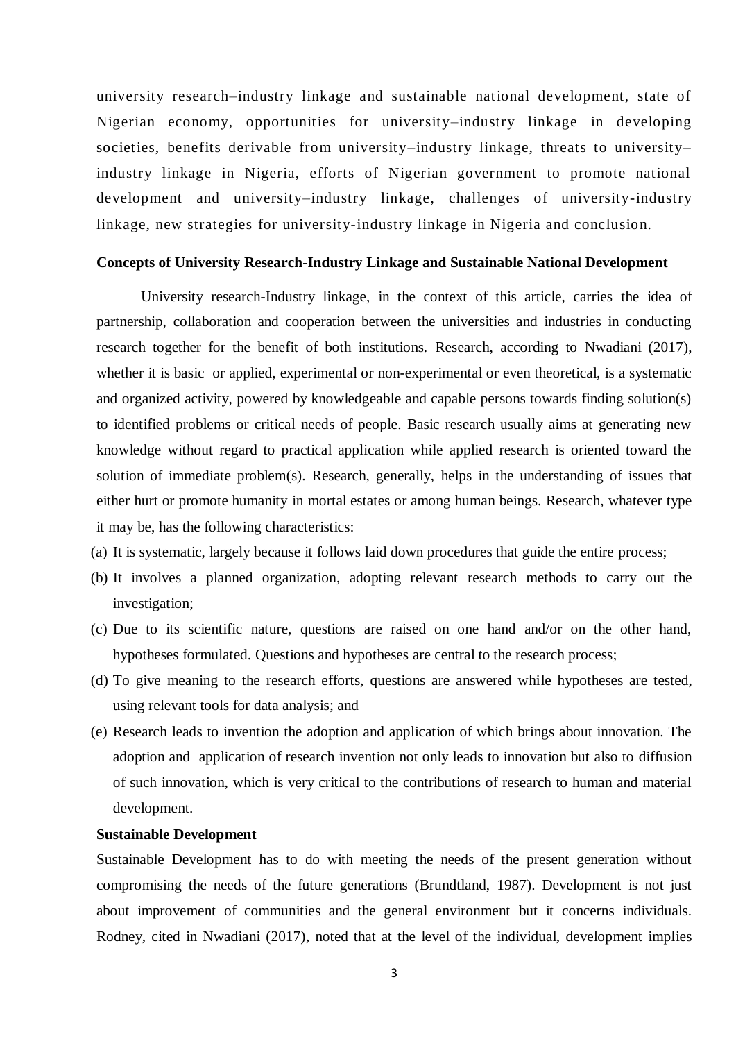university research–industry linkage and sustainable national development, state of Nigerian economy, opportunities for university–industry linkage in developing societies, benefits derivable from university–industry linkage, threats to university–industry linkage in Nigeria, efforts of Nigerian government to promote national development and university–industry linkage, challenges of university-industry linkage, new strategies for university-industry linkage in Nigeria and conclusion.

**Concepts of University Research-Industry Linkage and Sustainable National Development**

University research-Industry linkage, in the context of this article, carries the idea of partnership, collaboration and cooperation between the universities and industries in conducting research together for the benefit of both institutions. Research, according to Nwadiani (2017), whether it is basic or applied, experimental or non-experimental or even theoretical, is a systematic and organized activity, powered by knowledgeable and capable persons towards finding solution(s) to identified problems or critical needs of people. Basic research usually aims at generating new knowledge without regard to practical application while applied research is oriented toward the solution of immediate problem(s). Research, generally, helps in the understanding of issues that either hurt or promote humanity in mortal estates or among human beings. Research, whatever type it may be, has the following characteristics:

(a) It is systematic, largely because it follows laid down procedures that guide the entire process;

(b) It involves a planned organization, adopting relevant research methods to carry out the investigation;

(c) Due to its scientific nature, questions are raised on one hand and/or on the other hand, hypotheses formulated. Questions and hypotheses are central to the research process;

(d) To give meaning to the research efforts, questions are answered while hypotheses are tested, using relevant tools for data analysis; and

(e) Research leads to invention the adoption and application of which brings about innovation. The adoption and application of research invention not only leads to innovation but also to diffusion of such innovation, which is very critical to the contributions of research to human and material development.

**Sustainable Development**

Sustainable Development has to do with meeting the needs of the present generation without compromising the needs of the future generations (Brundtland, 1987). Development is not just about improvement of communities and the general environment but it concerns individuals. Rodney, cited in Nwadiani (2017), noted that at the level of the individual, development implies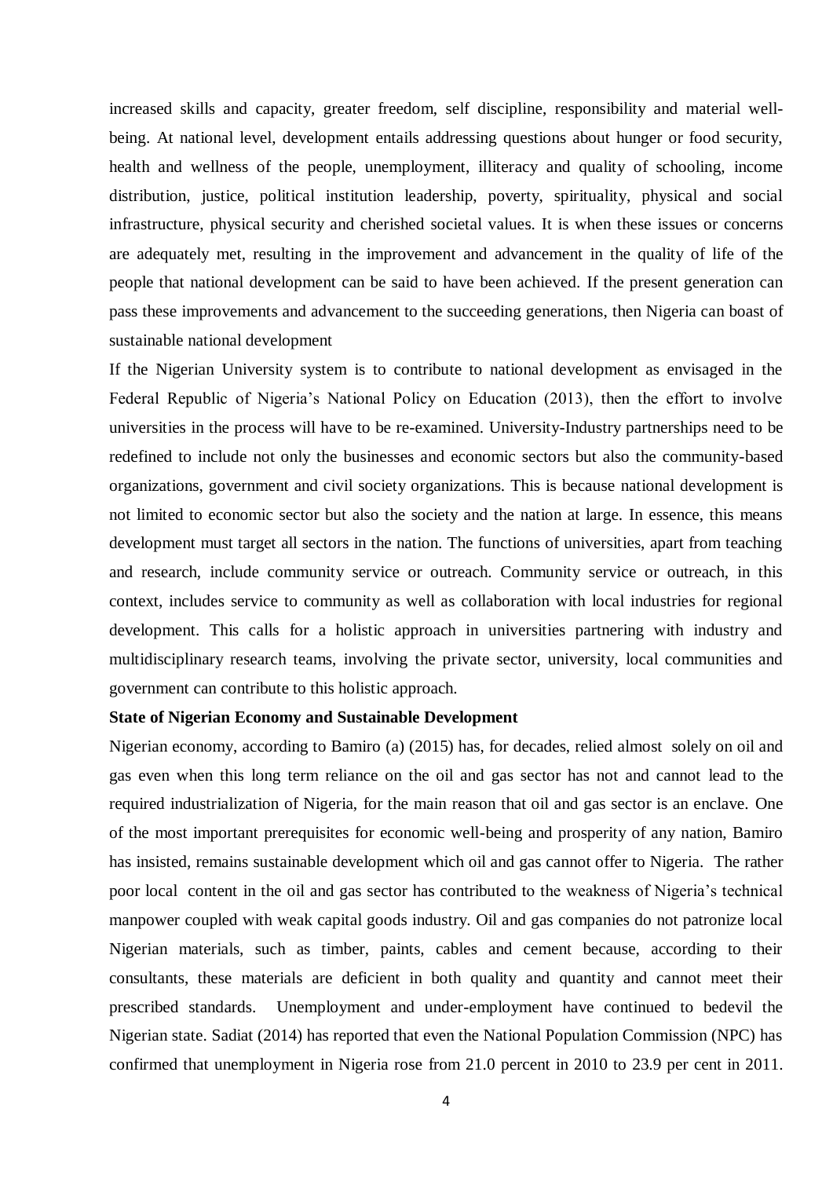increased skills and capacity, greater freedom, self discipline, responsibility and material well-being. At national level, development entails addressing questions about hunger or food security, health and wellness of the people, unemployment, illiteracy and quality of schooling, income distribution, justice, political institution leadership, poverty, spirituality, physical and social infrastructure, physical security and cherished societal values. It is when these issues or concerns are adequately met, resulting in the improvement and advancement in the quality of life of the people that national development can be said to have been achieved. If the present generation can pass these improvements and advancement to the succeeding generations, then Nigeria can boast of sustainable national development

If the Nigerian University system is to contribute to national development as envisaged in the Federal Republic of Nigeria's National Policy on Education (2013), then the effort to involve universities in the process will have to be re-examined. University-Industry partnerships need to be redefined to include not only the businesses and economic sectors but also the community-based organizations, government and civil society organizations. This is because national development is not limited to economic sector but also the society and the nation at large. In essence, this means development must target all sectors in the nation. The functions of universities, apart from teaching and research, include community service or outreach. Community service or outreach, in this context, includes service to community as well as collaboration with local industries for regional development. This calls for a holistic approach in universities partnering with industry and multidisciplinary research teams, involving the private sector, university, local communities and government can contribute to this holistic approach.

**State of Nigerian Economy and Sustainable Development**

Nigerian economy, according to Bamiro (a) (2015) has, for decades, relied almost solely on oil and gas even when this long term reliance on the oil and gas sector has not and cannot lead to the required industrialization of Nigeria, for the main reason that oil and gas sector is an enclave. One of the most important prerequisites for economic well-being and prosperity of any nation, Bamiro has insisted, remains sustainable development which oil and gas cannot offer to Nigeria. The rather poor local content in the oil and gas sector has contributed to the weakness of Nigeria's technical manpower coupled with weak capital goods industry. Oil and gas companies do not patronize local Nigerian materials, such as timber, paints, cables and cement because, according to their consultants, these materials are deficient in both quality and quantity and cannot meet their prescribed standards. Unemployment and under-employment have continued to bedevil the Nigerian state. Sadiat (2014) has reported that even the National Population Commission (NPC) has confirmed that unemployment in Nigeria rose from 21.0 percent in 2010 to 23.9 per cent in 2011.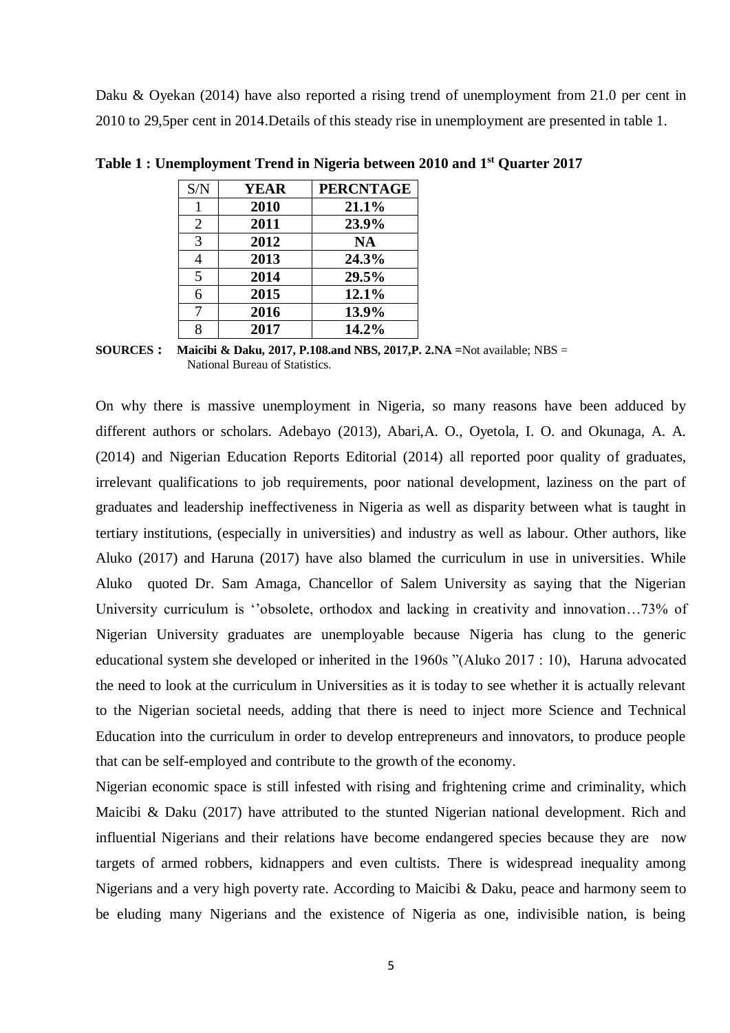Daku & Oyekan (2014) have also reported a rising trend of unemployment from 21.0 per cent in 2010 to 29,5per cent in 2014.Details of this steady rise in unemployment are presented in table 1.

**Table 1 : Unemployment Trend in Nigeria between 2010 and 1st Quarter 2017**

| S/N | YEAR | PERCNTAGE |
|---|---|---|
| 1 | **2010** | **21.1%** |
| 2 | **2011** | **23.9%** |
| 3 | **2012** | **NA** |
| 4 | **2013** | **24.3%** |
| 5 | **2014** | **29.5%** |
| 6 | **2015** | **12.1%** |
| 7 | **2016** | **13.9%** |
| 8 | **2017** | **14.2%** |

**SOURCES : Maicibi & Daku, 2017, P.108.and NBS, 2017,P. 2.NA =**Not available; NBS = National Bureau of Statistics.

On why there is massive unemployment in Nigeria, so many reasons have been adduced by different authors or scholars. Adebayo (2013), Abari,A. O., Oyetola, I. O. and Okunaga, A. A. (2014) and Nigerian Education Reports Editorial (2014) all reported poor quality of graduates, irrelevant qualifications to job requirements, poor national development, laziness on the part of graduates and leadership ineffectiveness in Nigeria as well as disparity between what is taught in tertiary institutions, (especially in universities) and industry as well as labour. Other authors, like Aluko (2017) and Haruna (2017) have also blamed the curriculum in use in universities. While Aluko quoted Dr. Sam Amaga, Chancellor of Salem University as saying that the Nigerian University curriculum is ''obsolete, orthodox and lacking in creativity and innovation…73% of Nigerian University graduates are unemployable because Nigeria has clung to the generic educational system she developed or inherited in the 1960s "(Aluko 2017 : 10), Haruna advocated the need to look at the curriculum in Universities as it is today to see whether it is actually relevant to the Nigerian societal needs, adding that there is need to inject more Science and Technical Education into the curriculum in order to develop entrepreneurs and innovators, to produce people that can be self-employed and contribute to the growth of the economy.

Nigerian economic space is still infested with rising and frightening crime and criminality, which Maicibi & Daku (2017) have attributed to the stunted Nigerian national development. Rich and influential Nigerians and their relations have become endangered species because they are now targets of armed robbers, kidnappers and even cultists. There is widespread inequality among Nigerians and a very high poverty rate. According to Maicibi & Daku, peace and harmony seem to be eluding many Nigerians and the existence of Nigeria as one, indivisible nation, is being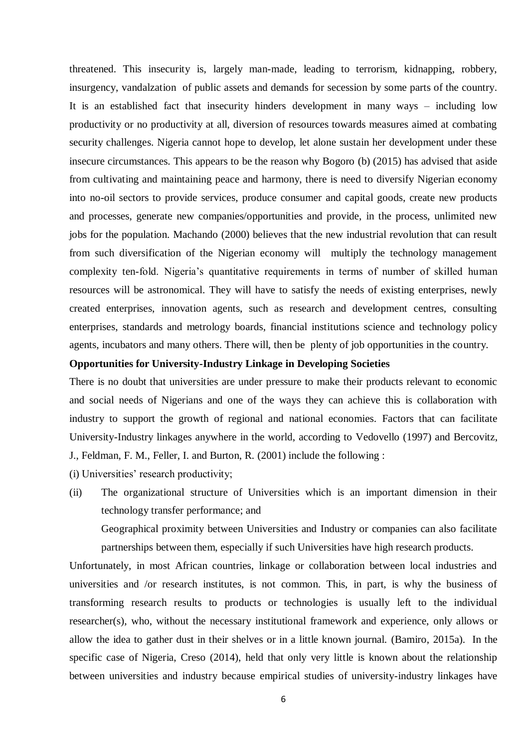threatened. This insecurity is, largely man-made, leading to terrorism, kidnapping, robbery, insurgency, vandalzation of public assets and demands for secession by some parts of the country. It is an established fact that insecurity hinders development in many ways – including low productivity or no productivity at all, diversion of resources towards measures aimed at combating security challenges. Nigeria cannot hope to develop, let alone sustain her development under these insecure circumstances. This appears to be the reason why Bogoro (b) (2015) has advised that aside from cultivating and maintaining peace and harmony, there is need to diversify Nigerian economy into no-oil sectors to provide services, produce consumer and capital goods, create new products and processes, generate new companies/opportunities and provide, in the process, unlimited new jobs for the population. Machando (2000) believes that the new industrial revolution that can result from such diversification of the Nigerian economy will multiply the technology management complexity ten-fold. Nigeria's quantitative requirements in terms of number of skilled human resources will be astronomical. They will have to satisfy the needs of existing enterprises, newly created enterprises, innovation agents, such as research and development centres, consulting enterprises, standards and metrology boards, financial institutions science and technology policy agents, incubators and many others. There will, then be plenty of job opportunities in the country.

**Opportunities for University-Industry Linkage in Developing Societies**

There is no doubt that universities are under pressure to make their products relevant to economic and social needs of Nigerians and one of the ways they can achieve this is collaboration with industry to support the growth of regional and national economies. Factors that can facilitate University-Industry linkages anywhere in the world, according to Vedovello (1997) and Bercovitz, J., Feldman, F. M., Feller, I. and Burton, R. (2001) include the following :

(i) Universities' research productivity;

(ii) The organizational structure of Universities which is an important dimension in their technology transfer performance; and

Geographical proximity between Universities and Industry or companies can also facilitate partnerships between them, especially if such Universities have high research products.

Unfortunately, in most African countries, linkage or collaboration between local industries and universities and /or research institutes, is not common. This, in part, is why the business of transforming research results to products or technologies is usually left to the individual researcher(s), who, without the necessary institutional framework and experience, only allows or allow the idea to gather dust in their shelves or in a little known journal. (Bamiro, 2015a). In the specific case of Nigeria, Creso (2014), held that only very little is known about the relationship between universities and industry because empirical studies of university-industry linkages have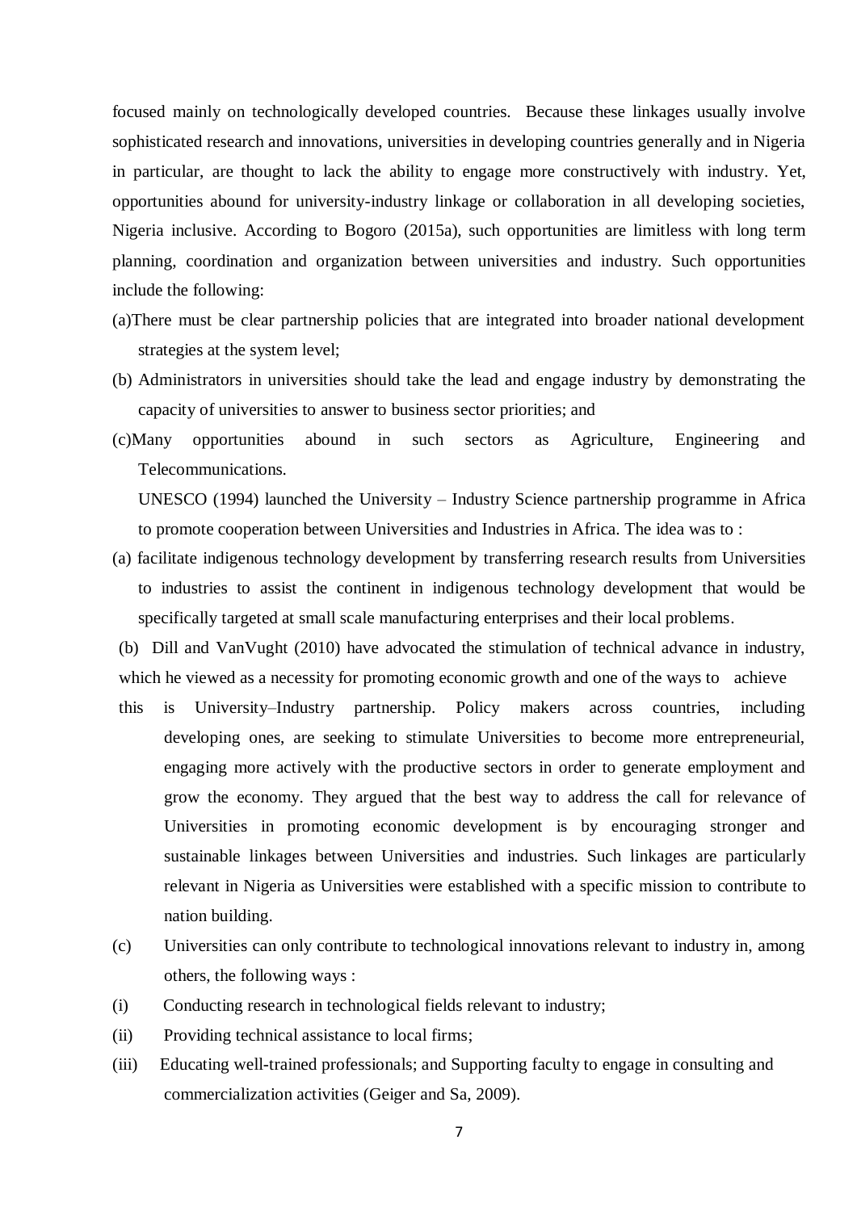focused mainly on technologically developed countries. Because these linkages usually involve sophisticated research and innovations, universities in developing countries generally and in Nigeria in particular, are thought to lack the ability to engage more constructively with industry. Yet, opportunities abound for university-industry linkage or collaboration in all developing societies, Nigeria inclusive. According to Bogoro (2015a), such opportunities are limitless with long term planning, coordination and organization between universities and industry. Such opportunities include the following:

(a) There must be clear partnership policies that are integrated into broader national development strategies at the system level;

(b) Administrators in universities should take the lead and engage industry by demonstrating the capacity of universities to answer to business sector priorities; and

(c) Many opportunities abound in such sectors as Agriculture, Engineering and Telecommunications.

UNESCO (1994) launched the University – Industry Science partnership programme in Africa to promote cooperation between Universities and Industries in Africa. The idea was to :

(a) facilitate indigenous technology development by transferring research results from Universities to industries to assist the continent in indigenous technology development that would be specifically targeted at small scale manufacturing enterprises and their local problems.

(b) Dill and VanVught (2010) have advocated the stimulation of technical advance in industry, which he viewed as a necessity for promoting economic growth and one of the ways to achieve this is University–Industry partnership. Policy makers across countries, including developing ones, are seeking to stimulate Universities to become more entrepreneurial, engaging more actively with the productive sectors in order to generate employment and grow the economy. They argued that the best way to address the call for relevance of Universities in promoting economic development is by encouraging stronger and sustainable linkages between Universities and industries. Such linkages are particularly relevant in Nigeria as Universities were established with a specific mission to contribute to nation building.

(c) Universities can only contribute to technological innovations relevant to industry in, among others, the following ways :

(i) Conducting research in technological fields relevant to industry;

(ii) Providing technical assistance to local firms;

(iii) Educating well-trained professionals; and Supporting faculty to engage in consulting and commercialization activities (Geiger and Sa, 2009).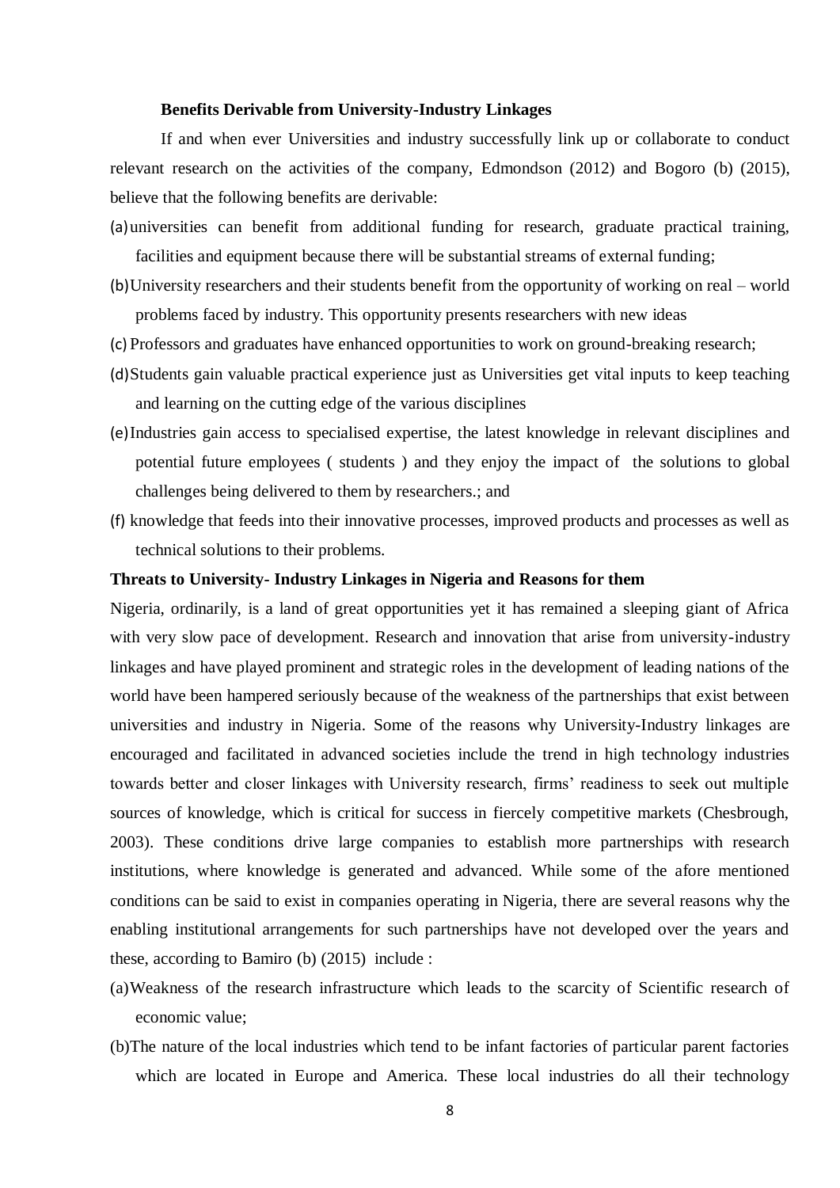**Benefits Derivable from University-Industry Linkages**

If and when ever Universities and industry successfully link up or collaborate to conduct relevant research on the activities of the company, Edmondson (2012) and Bogoro (b) (2015), believe that the following benefits are derivable:

(a) universities can benefit from additional funding for research, graduate practical training, facilities and equipment because there will be substantial streams of external funding;

(b) University researchers and their students benefit from the opportunity of working on real – world problems faced by industry. This opportunity presents researchers with new ideas

(c) Professors and graduates have enhanced opportunities to work on ground-breaking research;

(d) Students gain valuable practical experience just as Universities get vital inputs to keep teaching and learning on the cutting edge of the various disciplines

(e) Industries gain access to specialised expertise, the latest knowledge in relevant disciplines and potential future employees ( students ) and they enjoy the impact of the solutions to global challenges being delivered to them by researchers.; and

(f) knowledge that feeds into their innovative processes, improved products and processes as well as technical solutions to their problems.

**Threats to University- Industry Linkages in Nigeria and Reasons for them**

Nigeria, ordinarily, is a land of great opportunities yet it has remained a sleeping giant of Africa with very slow pace of development. Research and innovation that arise from university-industry linkages and have played prominent and strategic roles in the development of leading nations of the world have been hampered seriously because of the weakness of the partnerships that exist between universities and industry in Nigeria. Some of the reasons why University-Industry linkages are encouraged and facilitated in advanced societies include the trend in high technology industries towards better and closer linkages with University research, firms' readiness to seek out multiple sources of knowledge, which is critical for success in fiercely competitive markets (Chesbrough, 2003). These conditions drive large companies to establish more partnerships with research institutions, where knowledge is generated and advanced. While some of the afore mentioned conditions can be said to exist in companies operating in Nigeria, there are several reasons why the enabling institutional arrangements for such partnerships have not developed over the years and these, according to Bamiro (b) (2015) include :

(a) Weakness of the research infrastructure which leads to the scarcity of Scientific research of economic value;

(b) The nature of the local industries which tend to be infant factories of particular parent factories which are located in Europe and America. These local industries do all their technology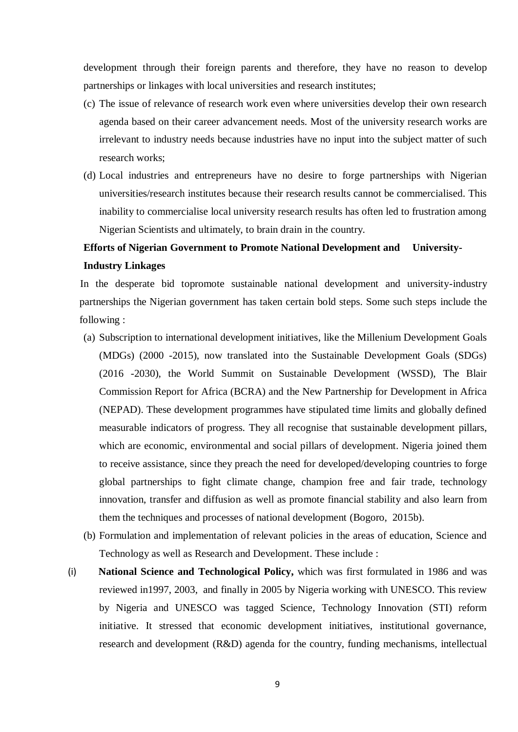development through their foreign parents and therefore, they have no reason to develop partnerships or linkages with local universities and research institutes;

(c) The issue of relevance of research work even where universities develop their own research agenda based on their career advancement needs. Most of the university research works are irrelevant to industry needs because industries have no input into the subject matter of such research works;

(d) Local industries and entrepreneurs have no desire to forge partnerships with Nigerian universities/research institutes because their research results cannot be commercialised. This inability to commercialise local university research results has often led to frustration among Nigerian Scientists and ultimately, to brain drain in the country.

**Efforts of Nigerian Government to Promote National Development and University-Industry Linkages**

In the desperate bid topromote sustainable national development and university-industry partnerships the Nigerian government has taken certain bold steps. Some such steps include the following :

(a) Subscription to international development initiatives, like the Millenium Development Goals (MDGs) (2000 -2015), now translated into the Sustainable Development Goals (SDGs) (2016 -2030), the World Summit on Sustainable Development (WSSD), The Blair Commission Report for Africa (BCRA) and the New Partnership for Development in Africa (NEPAD). These development programmes have stipulated time limits and globally defined measurable indicators of progress. They all recognise that sustainable development pillars, which are economic, environmental and social pillars of development. Nigeria joined them to receive assistance, since they preach the need for developed/developing countries to forge global partnerships to fight climate change, champion free and fair trade, technology innovation, transfer and diffusion as well as promote financial stability and also learn from them the techniques and processes of national development (Bogoro, 2015b).

(b) Formulation and implementation of relevant policies in the areas of education, Science and Technology as well as Research and Development. These include :

(i) **National Science and Technological Policy,** which was first formulated in 1986 and was reviewed in1997, 2003, and finally in 2005 by Nigeria working with UNESCO. This review by Nigeria and UNESCO was tagged Science, Technology Innovation (STI) reform initiative. It stressed that economic development initiatives, institutional governance, research and development (R&D) agenda for the country, funding mechanisms, intellectual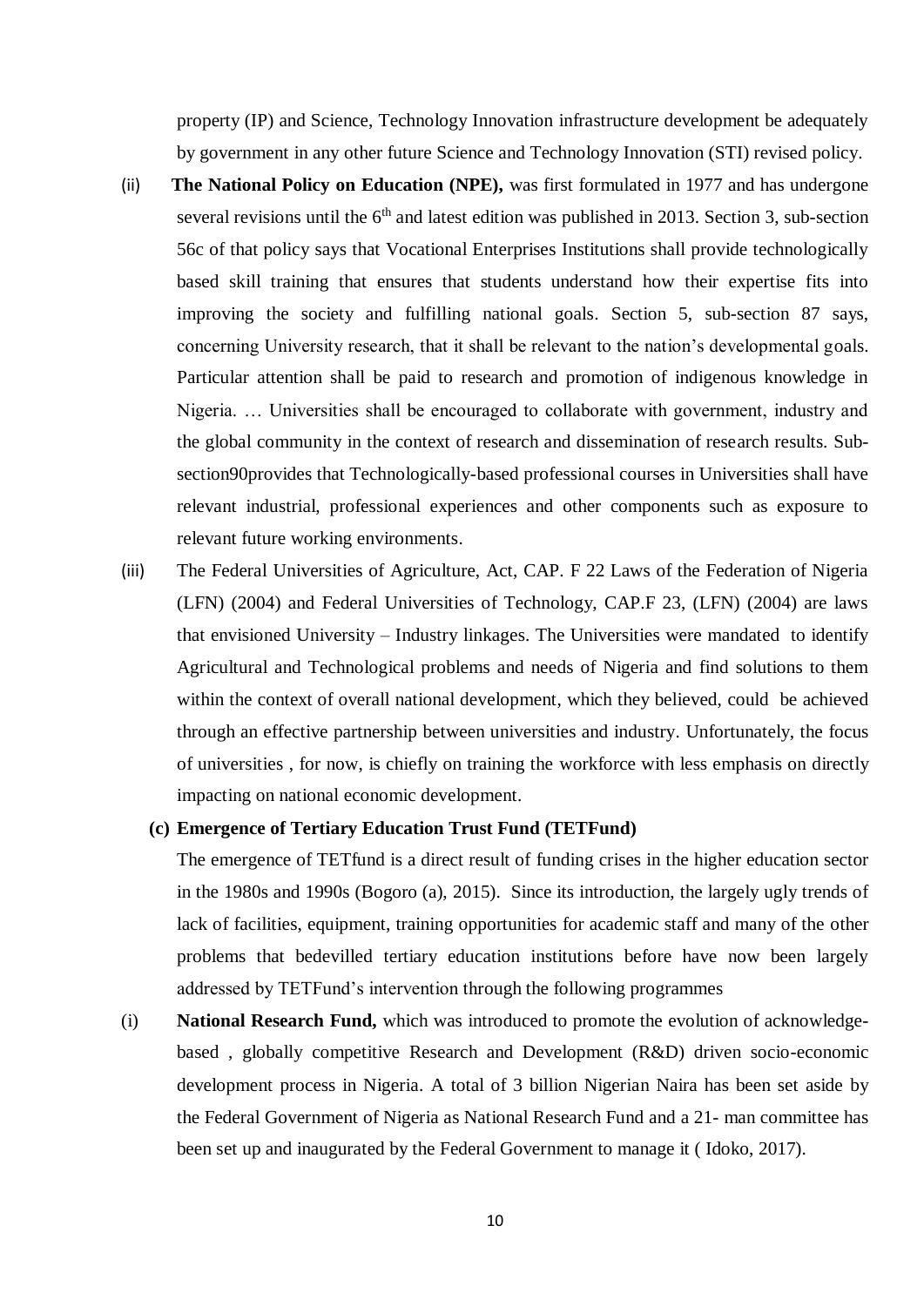property (IP) and Science, Technology Innovation infrastructure development be adequately by government in any other future Science and Technology Innovation (STI) revised policy.

(ii) **The National Policy on Education (NPE),** was first formulated in 1977 and has undergone several revisions until the 6th and latest edition was published in 2013. Section 3, sub-section 56c of that policy says that Vocational Enterprises Institutions shall provide technologically based skill training that ensures that students understand how their expertise fits into improving the society and fulfilling national goals. Section 5, sub-section 87 says, concerning University research, that it shall be relevant to the nation's developmental goals. Particular attention shall be paid to research and promotion of indigenous knowledge in Nigeria. … Universities shall be encouraged to collaborate with government, industry and the global community in the context of research and dissemination of research results. Sub-section90provides that Technologically-based professional courses in Universities shall have relevant industrial, professional experiences and other components such as exposure to relevant future working environments.

(iii) The Federal Universities of Agriculture, Act, CAP. F 22 Laws of the Federation of Nigeria (LFN) (2004) and Federal Universities of Technology, CAP.F 23, (LFN) (2004) are laws that envisioned University – Industry linkages. The Universities were mandated to identify Agricultural and Technological problems and needs of Nigeria and find solutions to them within the context of overall national development, which they believed, could be achieved through an effective partnership between universities and industry. Unfortunately, the focus of universities , for now, is chiefly on training the workforce with less emphasis on directly impacting on national economic development.

**(c) Emergence of Tertiary Education Trust Fund (TETFund)**

The emergence of TETfund is a direct result of funding crises in the higher education sector in the 1980s and 1990s (Bogoro (a), 2015). Since its introduction, the largely ugly trends of lack of facilities, equipment, training opportunities for academic staff and many of the other problems that bedevilled tertiary education institutions before have now been largely addressed by TETFund's intervention through the following programmes

(i) **National Research Fund,** which was introduced to promote the evolution of acknowledge-based , globally competitive Research and Development (R&D) driven socio-economic development process in Nigeria. A total of 3 billion Nigerian Naira has been set aside by the Federal Government of Nigeria as National Research Fund and a 21- man committee has been set up and inaugurated by the Federal Government to manage it ( Idoko, 2017).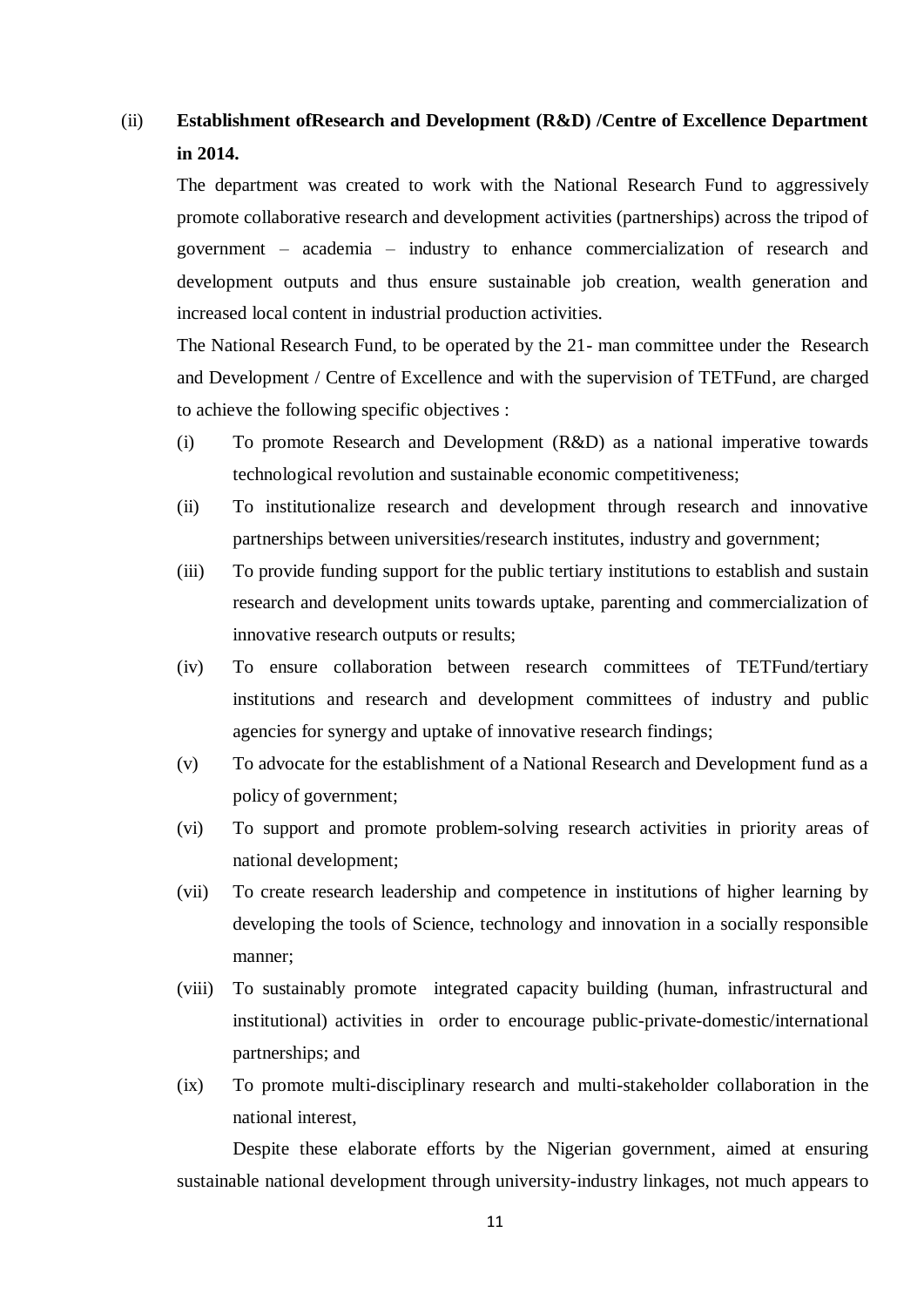(ii) **Establishment ofResearch and Development (R&D) /Centre of Excellence Department in 2014.**

The department was created to work with the National Research Fund to aggressively promote collaborative research and development activities (partnerships) across the tripod of government – academia – industry to enhance commercialization of research and development outputs and thus ensure sustainable job creation, wealth generation and increased local content in industrial production activities.

The National Research Fund, to be operated by the 21- man committee under the Research and Development / Centre of Excellence and with the supervision of TETFund, are charged to achieve the following specific objectives :

(i) To promote Research and Development (R&D) as a national imperative towards technological revolution and sustainable economic competitiveness;

(ii) To institutionalize research and development through research and innovative partnerships between universities/research institutes, industry and government;

(iii) To provide funding support for the public tertiary institutions to establish and sustain research and development units towards uptake, parenting and commercialization of innovative research outputs or results;

(iv) To ensure collaboration between research committees of TETFund/tertiary institutions and research and development committees of industry and public agencies for synergy and uptake of innovative research findings;

(v) To advocate for the establishment of a National Research and Development fund as a policy of government;

(vi) To support and promote problem-solving research activities in priority areas of national development;

(vii) To create research leadership and competence in institutions of higher learning by developing the tools of Science, technology and innovation in a socially responsible manner;

(viii) To sustainably promote integrated capacity building (human, infrastructural and institutional) activities in order to encourage public-private-domestic/international partnerships; and

(ix) To promote multi-disciplinary research and multi-stakeholder collaboration in the national interest,

Despite these elaborate efforts by the Nigerian government, aimed at ensuring sustainable national development through university-industry linkages, not much appears to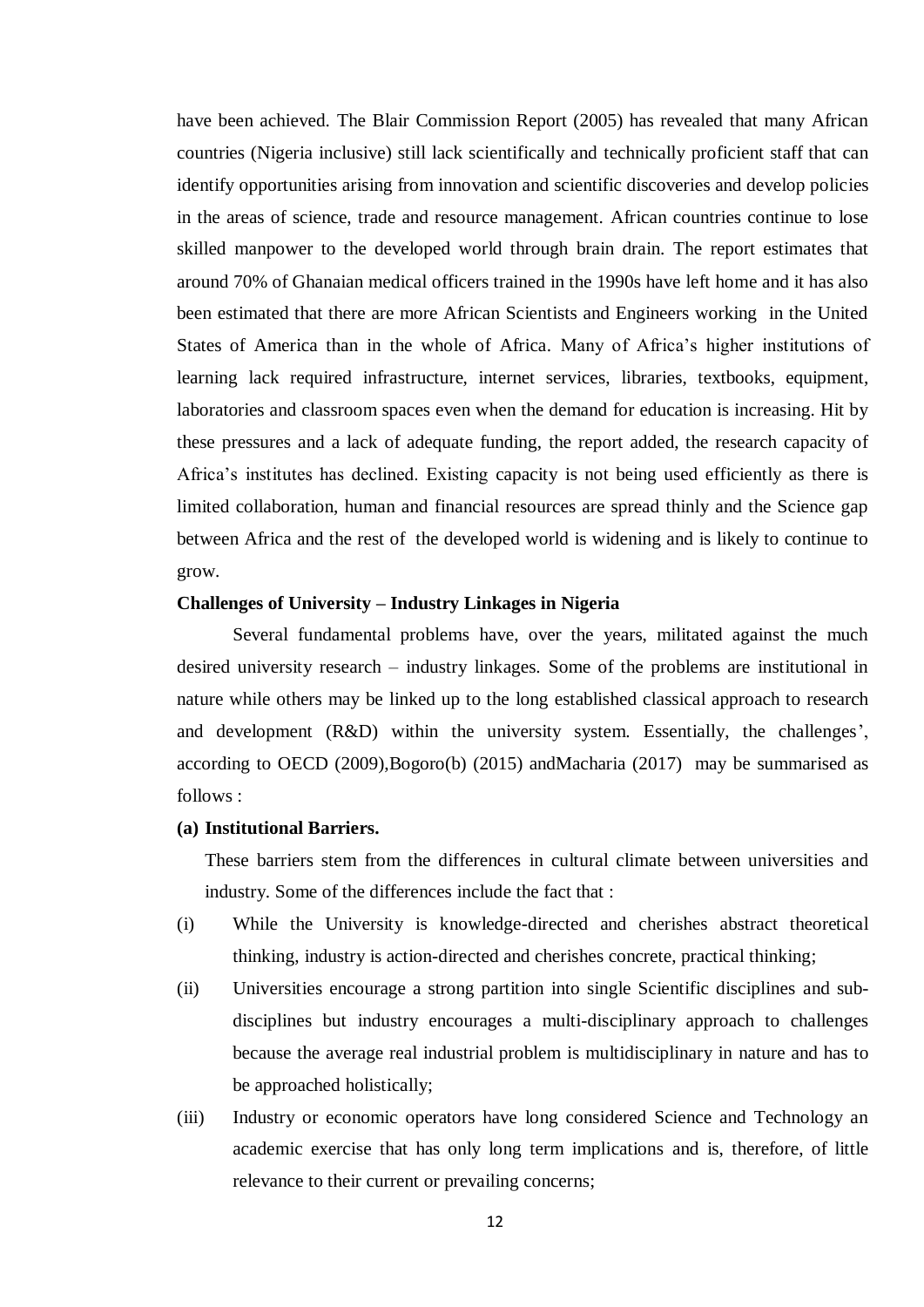have been achieved. The Blair Commission Report (2005) has revealed that many African countries (Nigeria inclusive) still lack scientifically and technically proficient staff that can identify opportunities arising from innovation and scientific discoveries and develop policies in the areas of science, trade and resource management. African countries continue to lose skilled manpower to the developed world through brain drain. The report estimates that around 70% of Ghanaian medical officers trained in the 1990s have left home and it has also been estimated that there are more African Scientists and Engineers working in the United States of America than in the whole of Africa. Many of Africa's higher institutions of learning lack required infrastructure, internet services, libraries, textbooks, equipment, laboratories and classroom spaces even when the demand for education is increasing. Hit by these pressures and a lack of adequate funding, the report added, the research capacity of Africa's institutes has declined. Existing capacity is not being used efficiently as there is limited collaboration, human and financial resources are spread thinly and the Science gap between Africa and the rest of the developed world is widening and is likely to continue to grow.

**Challenges of University – Industry Linkages in Nigeria**

Several fundamental problems have, over the years, militated against the much desired university research – industry linkages. Some of the problems are institutional in nature while others may be linked up to the long established classical approach to research and development (R&D) within the university system. Essentially, the challenges', according to OECD (2009),Bogoro(b) (2015) andMacharia (2017) may be summarised as follows :

**(a) Institutional Barriers.**

These barriers stem from the differences in cultural climate between universities and industry. Some of the differences include the fact that :

(i) While the University is knowledge-directed and cherishes abstract theoretical thinking, industry is action-directed and cherishes concrete, practical thinking;

(ii) Universities encourage a strong partition into single Scientific disciplines and sub-disciplines but industry encourages a multi-disciplinary approach to challenges because the average real industrial problem is multidisciplinary in nature and has to be approached holistically;

(iii) Industry or economic operators have long considered Science and Technology an academic exercise that has only long term implications and is, therefore, of little relevance to their current or prevailing concerns;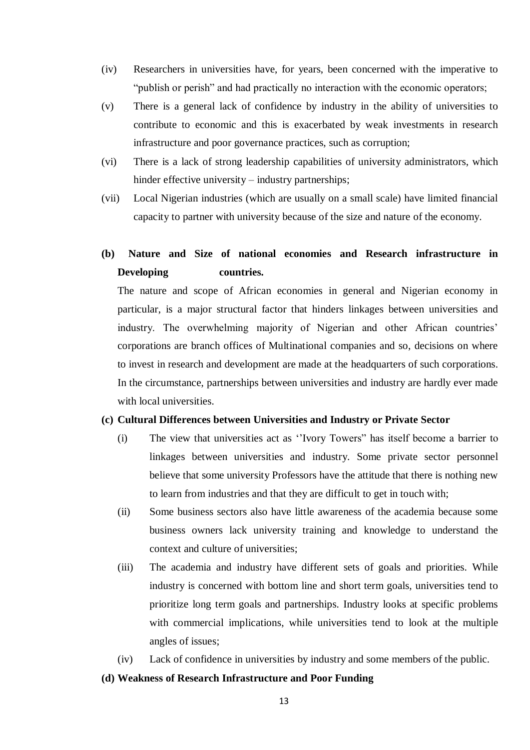(iv) Researchers in universities have, for years, been concerned with the imperative to "publish or perish" and had practically no interaction with the economic operators;

(v) There is a general lack of confidence by industry in the ability of universities to contribute to economic and this is exacerbated by weak investments in research infrastructure and poor governance practices, such as corruption;

(vi) There is a lack of strong leadership capabilities of university administrators, which hinder effective university – industry partnerships;

(vii) Local Nigerian industries (which are usually on a small scale) have limited financial capacity to partner with university because of the size and nature of the economy.

**(b) Nature and Size of national economies and Research infrastructure in Developing countries.**

The nature and scope of African economies in general and Nigerian economy in particular, is a major structural factor that hinders linkages between universities and industry. The overwhelming majority of Nigerian and other African countries' corporations are branch offices of Multinational companies and so, decisions on where to invest in research and development are made at the headquarters of such corporations. In the circumstance, partnerships between universities and industry are hardly ever made with local universities.

**(c) Cultural Differences between Universities and Industry or Private Sector**

(i) The view that universities act as ''Ivory Towers" has itself become a barrier to linkages between universities and industry. Some private sector personnel believe that some university Professors have the attitude that there is nothing new to learn from industries and that they are difficult to get in touch with;

(ii) Some business sectors also have little awareness of the academia because some business owners lack university training and knowledge to understand the context and culture of universities;

(iii) The academia and industry have different sets of goals and priorities. While industry is concerned with bottom line and short term goals, universities tend to prioritize long term goals and partnerships. Industry looks at specific problems with commercial implications, while universities tend to look at the multiple angles of issues;

(iv) Lack of confidence in universities by industry and some members of the public.

**(d) Weakness of Research Infrastructure and Poor Funding**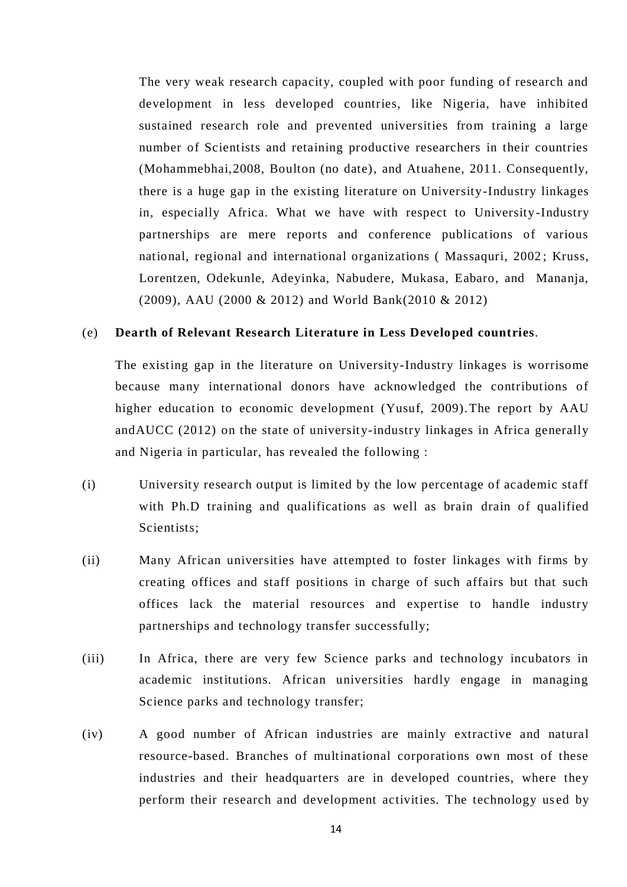The very weak research capacity, coupled with poor funding of research and development in less developed countries, like Nigeria, have inhibited sustained research role and prevented universities from training a large number of Scientists and retaining productive researchers in their countries (Mohammebhai,2008, Boulton (no date), and Atuahene, 2011. Consequently, there is a huge gap in the existing literature on University-Industry linkages in, especially Africa. What we have with respect to University-Industry partnerships are mere reports and conference publications of various national, regional and international organizations ( Massaquri, 2002; Kruss, Lorentzen, Odekunle, Adeyinka, Nabudere, Mukasa, Eabaro, and Mananja, (2009), AAU (2000 & 2012) and World Bank(2010 & 2012)

(e) **Dearth of Relevant Research Literature in Less Developed countries**.

The existing gap in the literature on University-Industry linkages is worrisome because many international donors have acknowledged the contributions of higher education to economic development (Yusuf, 2009).The report by AAU andAUCC (2012) on the state of university-industry linkages in Africa generally and Nigeria in particular, has revealed the following :

(i) University research output is limited by the low percentage of academic staff with Ph.D training and qualifications as well as brain drain of qualified Scientists;

(ii) Many African universities have attempted to foster linkages with firms by creating offices and staff positions in charge of such affairs but that such offices lack the material resources and expertise to handle industry partnerships and technology transfer successfully;

(iii) In Africa, there are very few Science parks and technology incubators in academic institutions. African universities hardly engage in managing Science parks and technology transfer;

(iv) A good number of African industries are mainly extractive and natural resource-based. Branches of multinational corporations own most of these industries and their headquarters are in developed countries, where they perform their research and development activities. The technology used by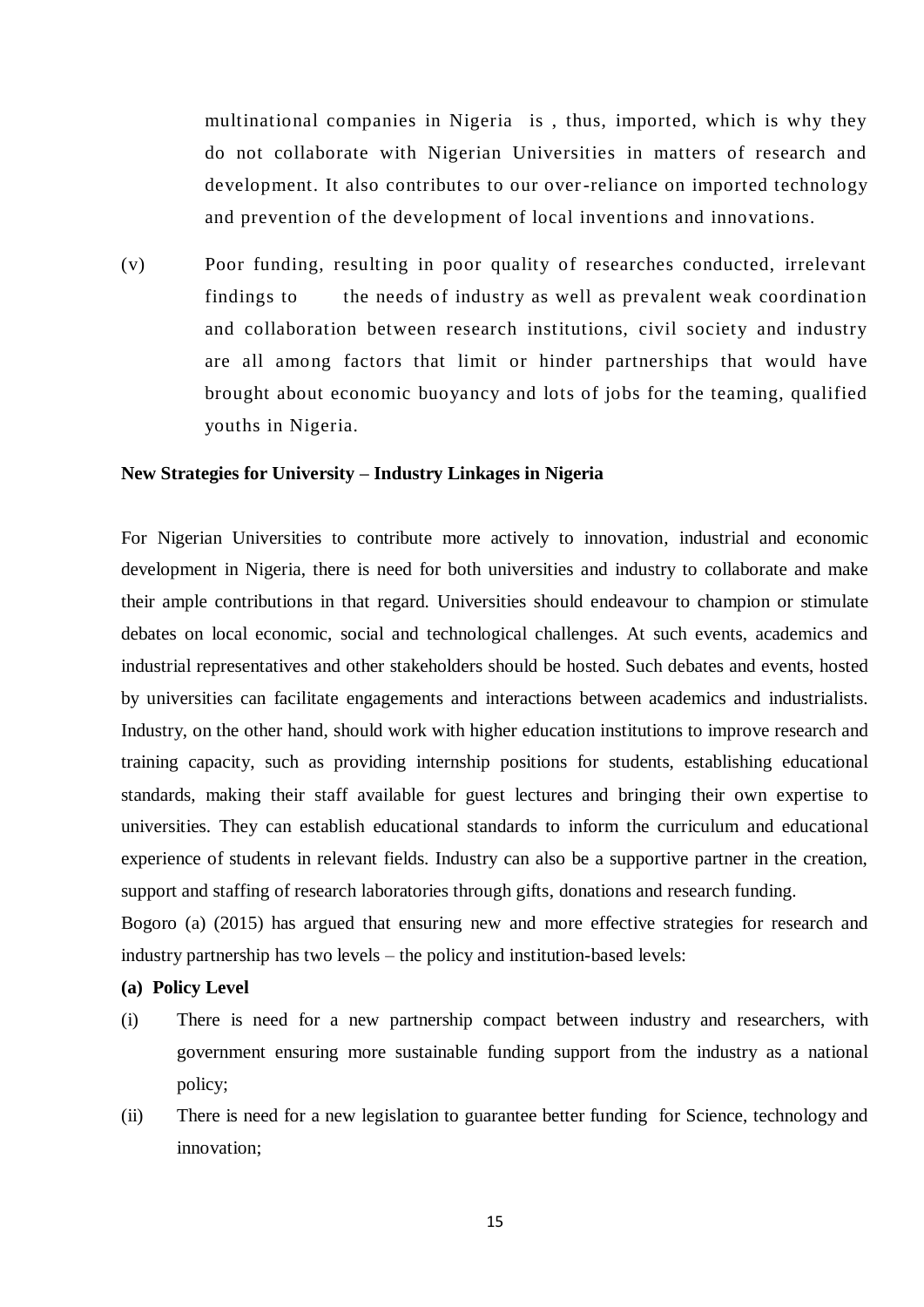multinational companies in Nigeria is , thus, imported, which is why they do not collaborate with Nigerian Universities in matters of research and development. It also contributes to our over-reliance on imported technology and prevention of the development of local inventions and innovations.

(v) Poor funding, resulting in poor quality of researches conducted, irrelevant findings to the needs of industry as well as prevalent weak coordination and collaboration between research institutions, civil society and industry are all among factors that limit or hinder partnerships that would have brought about economic buoyancy and lots of jobs for the teaming, qualified youths in Nigeria.

**New Strategies for University – Industry Linkages in Nigeria**

For Nigerian Universities to contribute more actively to innovation, industrial and economic development in Nigeria, there is need for both universities and industry to collaborate and make their ample contributions in that regard. Universities should endeavour to champion or stimulate debates on local economic, social and technological challenges. At such events, academics and industrial representatives and other stakeholders should be hosted. Such debates and events, hosted by universities can facilitate engagements and interactions between academics and industrialists. Industry, on the other hand, should work with higher education institutions to improve research and training capacity, such as providing internship positions for students, establishing educational standards, making their staff available for guest lectures and bringing their own expertise to universities. They can establish educational standards to inform the curriculum and educational experience of students in relevant fields. Industry can also be a supportive partner in the creation, support and staffing of research laboratories through gifts, donations and research funding.

Bogoro (a) (2015) has argued that ensuring new and more effective strategies for research and industry partnership has two levels – the policy and institution-based levels:

**(a) Policy Level**

(i) There is need for a new partnership compact between industry and researchers, with government ensuring more sustainable funding support from the industry as a national policy;

(ii) There is need for a new legislation to guarantee better funding for Science, technology and innovation;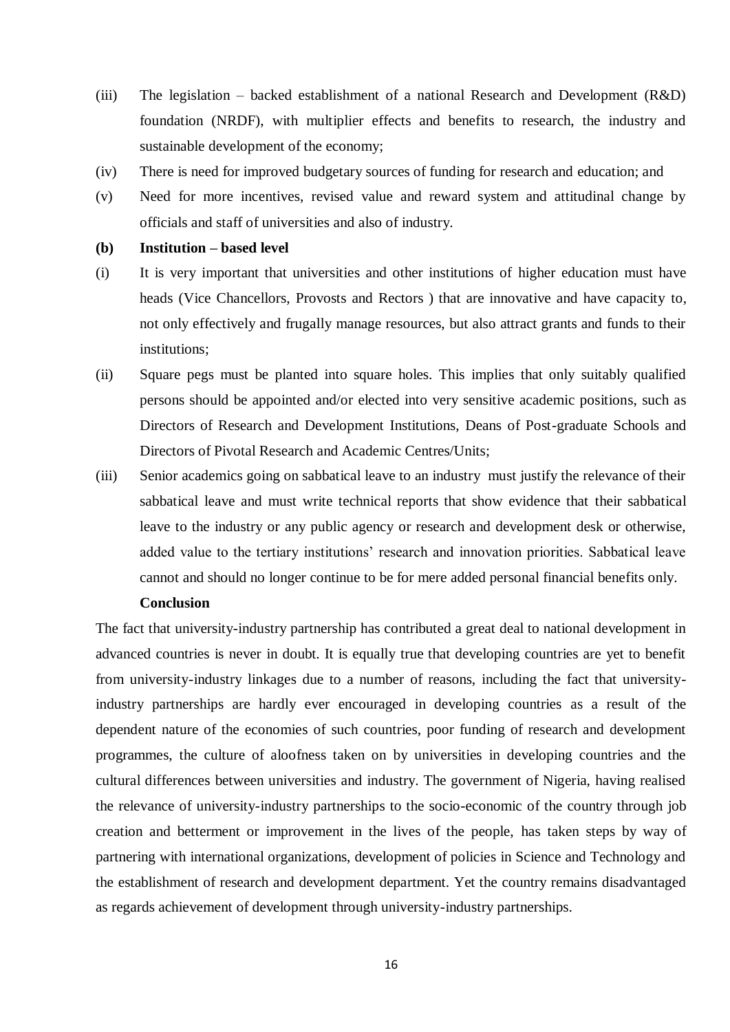(iii) The legislation – backed establishment of a national Research and Development (R&D) foundation (NRDF), with multiplier effects and benefits to research, the industry and sustainable development of the economy;

(iv) There is need for improved budgetary sources of funding for research and education; and

(v) Need for more incentives, revised value and reward system and attitudinal change by officials and staff of universities and also of industry.

**(b) Institution – based level**

(i) It is very important that universities and other institutions of higher education must have heads (Vice Chancellors, Provosts and Rectors ) that are innovative and have capacity to, not only effectively and frugally manage resources, but also attract grants and funds to their institutions;

(ii) Square pegs must be planted into square holes. This implies that only suitably qualified persons should be appointed and/or elected into very sensitive academic positions, such as Directors of Research and Development Institutions, Deans of Post-graduate Schools and Directors of Pivotal Research and Academic Centres/Units;

(iii) Senior academics going on sabbatical leave to an industry must justify the relevance of their sabbatical leave and must write technical reports that show evidence that their sabbatical leave to the industry or any public agency or research and development desk or otherwise, added value to the tertiary institutions' research and innovation priorities. Sabbatical leave cannot and should no longer continue to be for mere added personal financial benefits only.

**Conclusion**

The fact that university-industry partnership has contributed a great deal to national development in advanced countries is never in doubt. It is equally true that developing countries are yet to benefit from university-industry linkages due to a number of reasons, including the fact that university-industry partnerships are hardly ever encouraged in developing countries as a result of the dependent nature of the economies of such countries, poor funding of research and development programmes, the culture of aloofness taken on by universities in developing countries and the cultural differences between universities and industry. The government of Nigeria, having realised the relevance of university-industry partnerships to the socio-economic of the country through job creation and betterment or improvement in the lives of the people, has taken steps by way of partnering with international organizations, development of policies in Science and Technology and the establishment of research and development department. Yet the country remains disadvantaged as regards achievement of development through university-industry partnerships.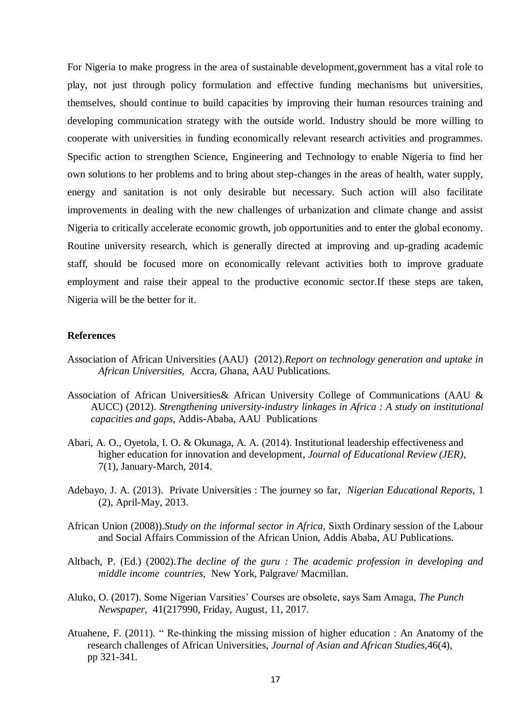For Nigeria to make progress in the area of sustainable development,government has a vital role to play, not just through policy formulation and effective funding mechanisms but universities, themselves, should continue to build capacities by improving their human resources training and developing communication strategy with the outside world. Industry should be more willing to cooperate with universities in funding economically relevant research activities and programmes. Specific action to strengthen Science, Engineering and Technology to enable Nigeria to find her own solutions to her problems and to bring about step-changes in the areas of health, water supply, energy and sanitation is not only desirable but necessary. Such action will also facilitate improvements in dealing with the new challenges of urbanization and climate change and assist Nigeria to critically accelerate economic growth, job opportunities and to enter the global economy. Routine university research, which is generally directed at improving and up-grading academic staff, should be focused more on economically relevant activities both to improve graduate employment and raise their appeal to the productive economic sector.If these steps are taken, Nigeria will be the better for it.

### References

Association of African Universities (AAU) (2012).*Report on technology generation and uptake in African Universities,* Accra, Ghana, AAU Publications.

Association of African Universities& African University College of Communications (AAU & AUCC) (2012). *Strengthening university-industry linkages in Africa : A study on institutional capacities and gaps*, Addis-Ababa, AAU Publications

Abari, A. O., Oyetola, I. O. & Okunaga, A. A. (2014). Institutional leadership effectiveness and higher education for innovation and development, *Journal of Educational Review (JER)*, 7(1), January-March, 2014.

Adebayo, J. A. (2013). Private Universities : The journey so far, *Nigerian Educational Reports*, 1 (2), April-May, 2013.

African Union (2008)).*Study on the informal sector in Africa*, Sixth Ordinary session of the Labour and Social Affairs Commission of the African Union, Addis Ababa, AU Publications.

Altbach, P. (Ed.) (2002).*The decline of the guru : The academic profession in developing and middle income countries,* New York, Palgrave/ Macmillan.

Aluko, O. (2017). Some Nigerian Varsities' Courses are obsolete, says Sam Amaga, *The Punch Newspaper*, 41(217990, Friday, August, 11, 2017.

Atuahene, F. (2011). " Re-thinking the missing mission of higher education : An Anatomy of the research challenges of African Universities, *Journal of Asian and African Studies*,46(4), pp 321-341.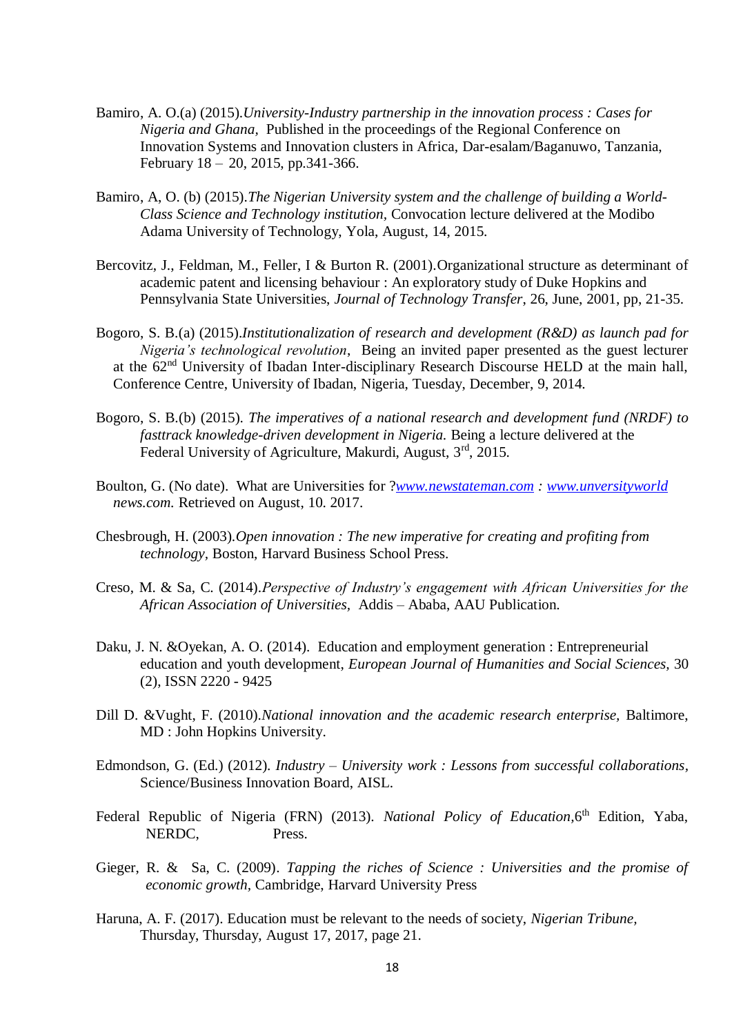Bamiro, A. O.(a) (2015).*University-Industry partnership in the innovation process : Cases for Nigeria and Ghana,* Published in the proceedings of the Regional Conference on Innovation Systems and Innovation clusters in Africa, Dar-esalam/Baganuwo, Tanzania, February 18 – 20, 2015, pp.341-366.

Bamiro, A, O. (b) (2015).*The Nigerian University system and the challenge of building a World-Class Science and Technology institution*, Convocation lecture delivered at the Modibo Adama University of Technology, Yola, August, 14, 2015.

Bercovitz, J., Feldman, M., Feller, I & Burton R. (2001).Organizational structure as determinant of academic patent and licensing behaviour : An exploratory study of Duke Hopkins and Pennsylvania State Universities, *Journal of Technology Transfer*, 26, June, 2001, pp, 21-35.

Bogoro, S. B.(a) (2015).*Institutionalization of research and development (R&D) as launch pad for Nigeria's technological revolution*, Being an invited paper presented as the guest lecturer at the 62nd University of Ibadan Inter-disciplinary Research Discourse HELD at the main hall, Conference Centre, University of Ibadan, Nigeria, Tuesday, December, 9, 2014.

Bogoro, S. B.(b) (2015). *The imperatives of a national research and development fund (NRDF) to fasttrack knowledge-driven development in Nigeria.* Being a lecture delivered at the Federal University of Agriculture, Makurdi, August, 3rd, 2015.

Boulton, G. (No date). What are Universities for ?*www.newstateman.com : www.unversityworld news.com.* Retrieved on August, 10. 2017.

Chesbrough, H. (2003).*Open innovation : The new imperative for creating and profiting from technology*, Boston, Harvard Business School Press.

Creso, M. & Sa, C. (2014).*Perspective of Industry's engagement with African Universities for the African Association of Universities*, Addis – Ababa, AAU Publication.

Daku, J. N. &Oyekan, A. O. (2014). Education and employment generation : Entrepreneurial education and youth development, *European Journal of Humanities and Social Sciences,* 30 (2), ISSN 2220 - 9425

Dill D. &Vught, F. (2010).*National innovation and the academic research enterprise*, Baltimore, MD : John Hopkins University.

Edmondson, G. (Ed.) (2012). *Industry – University work : Lessons from successful collaborations*, Science/Business Innovation Board, AISL.

Federal Republic of Nigeria (FRN) (2013). *National Policy of Education,*6th Edition, Yaba, NERDC, Press.

Gieger, R. & Sa, C. (2009). *Tapping the riches of Science : Universities and the promise of economic growth*, Cambridge, Harvard University Press

Haruna, A. F. (2017). Education must be relevant to the needs of society, *Nigerian Tribune,* Thursday, Thursday, August 17, 2017, page 21.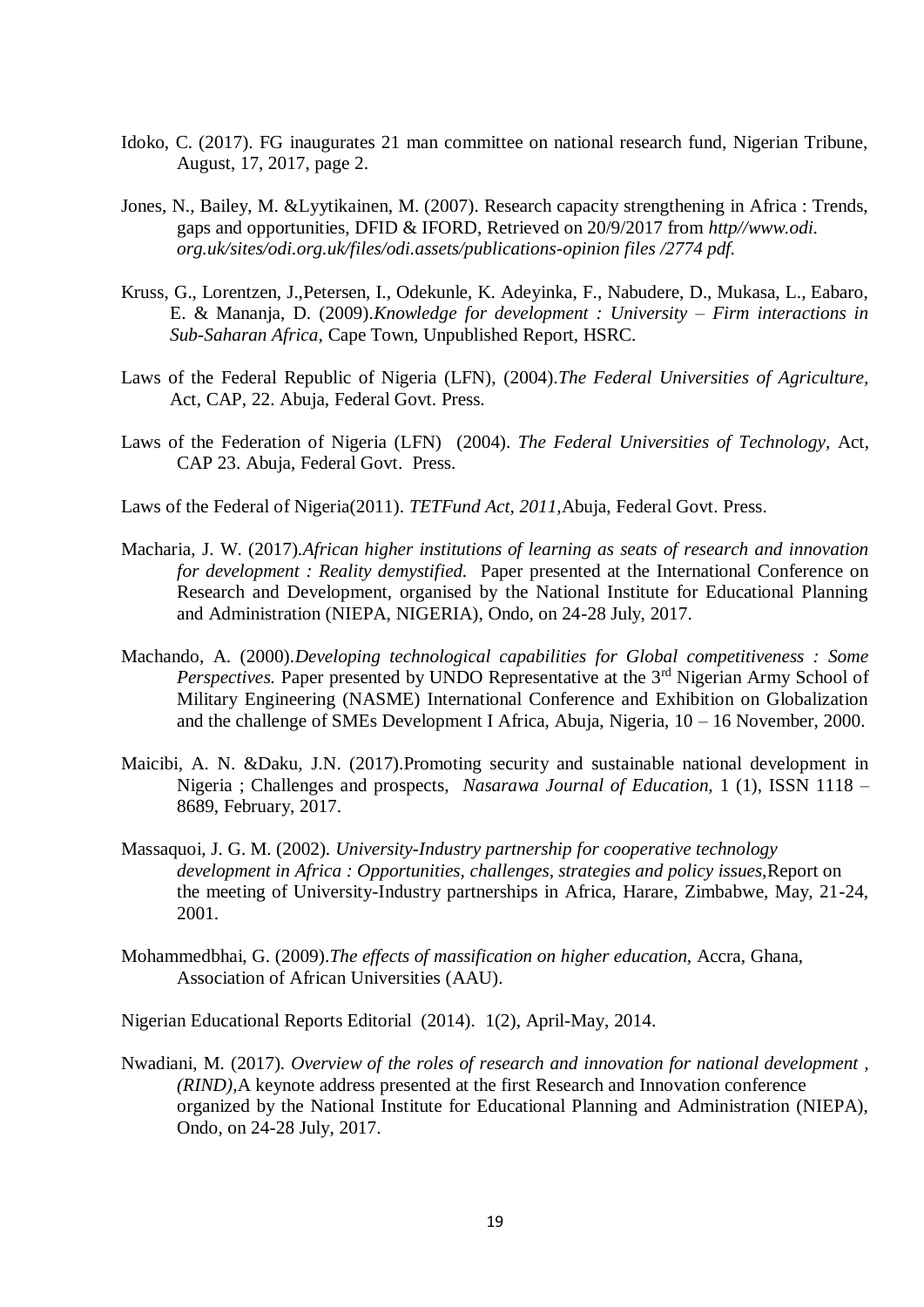Idoko, C. (2017). FG inaugurates 21 man committee on national research fund, Nigerian Tribune, August, 17, 2017, page 2.

Jones, N., Bailey, M. &Lyytikainen, M. (2007). Research capacity strengthening in Africa : Trends, gaps and opportunities, DFID & IFORD, Retrieved on 20/9/2017 from *http//www.odi. org.uk/sites/odi.org.uk/files/odi.assets/publications-opinion files /2774 pdf.*

Kruss, G., Lorentzen, J.,Petersen, I., Odekunle, K. Adeyinka, F., Nabudere, D., Mukasa, L., Eabaro, E. & Mananja, D. (2009).*Knowledge for development : University – Firm interactions in Sub-Saharan Africa*, Cape Town, Unpublished Report, HSRC.

Laws of the Federal Republic of Nigeria (LFN), (2004).*The Federal Universities of Agriculture,* Act, CAP, 22. Abuja, Federal Govt. Press.

Laws of the Federation of Nigeria (LFN) (2004). *The Federal Universities of Technology*, Act, CAP 23. Abuja, Federal Govt. Press.

Laws of the Federal of Nigeria(2011). *TETFund Act, 2011,*Abuja, Federal Govt. Press.

Macharia, J. W. (2017).*African higher institutions of learning as seats of research and innovation for development : Reality demystified.* Paper presented at the International Conference on Research and Development, organised by the National Institute for Educational Planning and Administration (NIEPA, NIGERIA), Ondo, on 24-28 July, 2017.

Machando, A. (2000).*Developing technological capabilities for Global competitiveness : Some Perspectives.* Paper presented by UNDO Representative at the 3rd Nigerian Army School of Military Engineering (NASME) International Conference and Exhibition on Globalization and the challenge of SMEs Development I Africa, Abuja, Nigeria, 10 – 16 November, 2000.

Maicibi, A. N. &Daku, J.N. (2017).Promoting security and sustainable national development in Nigeria ; Challenges and prospects, *Nasarawa Journal of Education,* 1 (1), ISSN 1118 – 8689, February, 2017.

Massaquoi, J. G. M. (2002). *University-Industry partnership for cooperative technology development in Africa : Opportunities, challenges, strategies and policy issues,*Report on the meeting of University-Industry partnerships in Africa, Harare, Zimbabwe, May, 21-24, 2001.

Mohammedbhai, G. (2009).*The effects of massification on higher education*, Accra, Ghana, Association of African Universities (AAU).

Nigerian Educational Reports Editorial (2014). 1(2), April-May, 2014.

Nwadiani, M. (2017). *Overview of the roles of research and innovation for national development , (RIND),*A keynote address presented at the first Research and Innovation conference organized by the National Institute for Educational Planning and Administration (NIEPA), Ondo, on 24-28 July, 2017.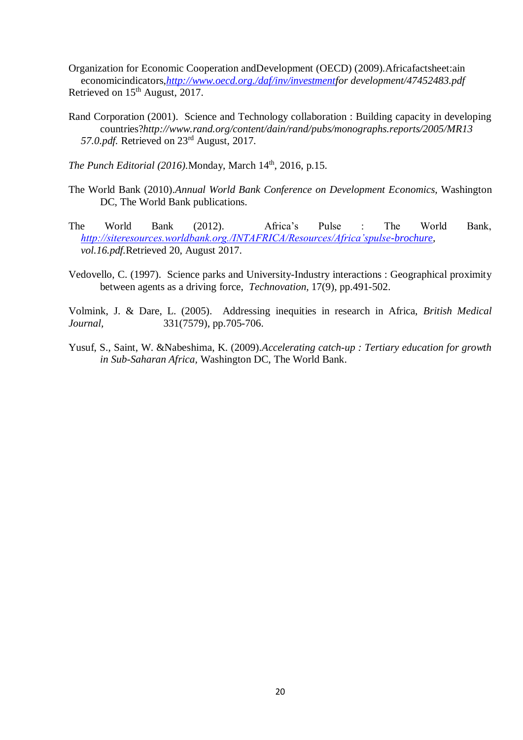Organization for Economic Cooperation andDevelopment (OECD) (2009).Africafactsheet:ain economicindicators,*http://www.oecd.org./daf/inv/investmentfor development/47452483.pdf* Retrieved on 15th August, 2017.

Rand Corporation (2001). Science and Technology collaboration : Building capacity in developing countries?*http://www.rand.org/content/dain/rand/pubs/monographs.reports/2005/MR13 57.0.pdf.* Retrieved on 23rd August, 2017.

*The Punch Editorial (2016).*Monday, March 14th, 2016, p.15.

The World Bank (2010).*Annual World Bank Conference on Development Economics,* Washington DC, The World Bank publications.

The World Bank (2012). Africa's Pulse : The World Bank, *http://siteresources.worldbank.org./INTAFRICA/Resources/Africa'spulse-brochure, vol.16.pdf.*Retrieved 20, August 2017.

Vedovello, C. (1997). Science parks and University-Industry interactions : Geographical proximity between agents as a driving force, *Technovation,* 17(9), pp.491-502.

Volmink, J. & Dare, L. (2005). Addressing inequities in research in Africa, *British Medical Journal,* 331(7579), pp.705-706.

Yusuf, S., Saint, W. &Nabeshima, K. (2009).*Accelerating catch-up : Tertiary education for growth in Sub-Saharan Africa,* Washington DC, The World Bank.